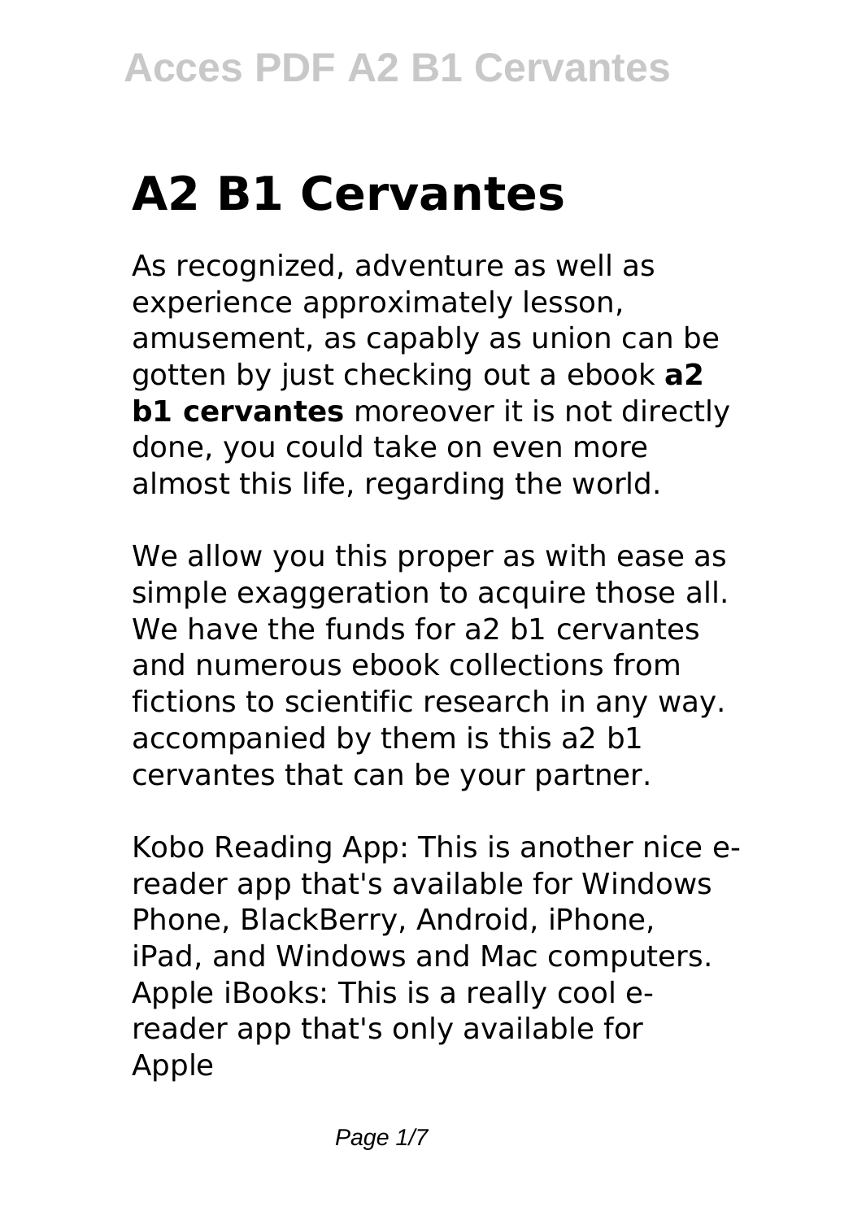# A2 B1 Cervantes

As recognized, adventure as well as experience approximately lesson, amusement, as capably as union can be gotten by just checking out a ebook **a2 b1 cervantes** moreover it is not directly done, you could take on even more almost this life, regarding the world.

We allow you this proper as with ease as simple exaggeration to acquire those all. We have the funds for a2 b1 cervantes and numerous ebook collections from fictions to scientific research in any way. accompanied by them is this a2 b1 cervantes that can be your partner.

Kobo Reading App: This is another nice e-reader app that's available for Windows Phone, BlackBerry, Android, iPhone, iPad, and Windows and Mac computers. Apple iBooks: This is a really cool e-reader app that's only available for Apple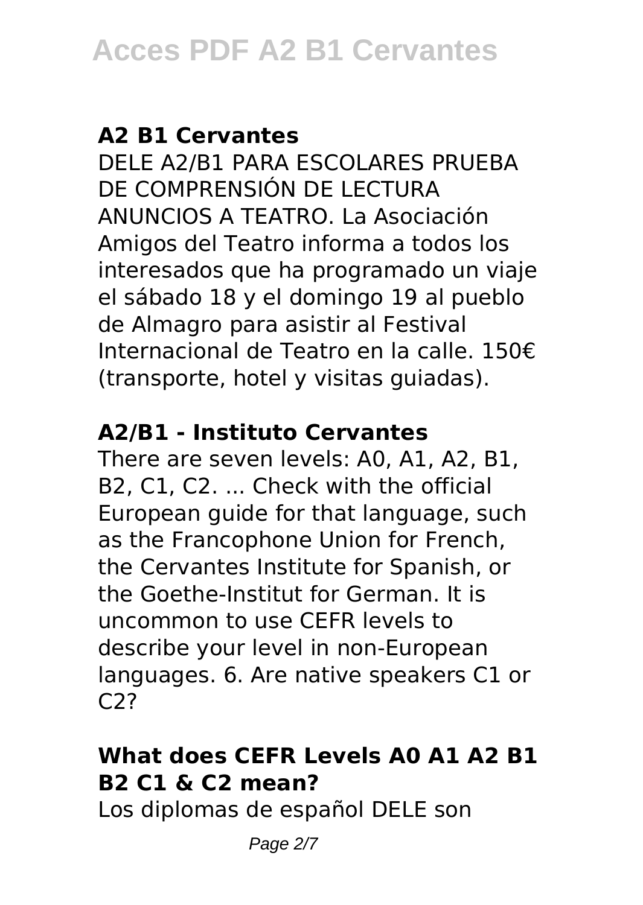### A2 B1 Cervantes

DELE A2/B1 PARA ESCOLARES PRUEBA DE COMPRENSIÓN DE LECTURA ANUNCIOS A TEATRO. La Asociación Amigos del Teatro informa a todos los interesados que ha programado un viaje el sábado 18 y el domingo 19 al pueblo de Almagro para asistir al Festival Internacional de Teatro en la calle. 150€ (transporte, hotel y visitas guiadas).

### A2/B1 - Instituto Cervantes

There are seven levels: A0, A1, A2, B1, B2, C1, C2. ... Check with the official European guide for that language, such as the Francophone Union for French, the Cervantes Institute for Spanish, or the Goethe-Institut for German. It is uncommon to use CEFR levels to describe your level in non-European languages. 6. Are native speakers C1 or C2?

### What does CEFR Levels A0 A1 A2 B1 B2 C1 & C2 mean?

Los diplomas de español DELE son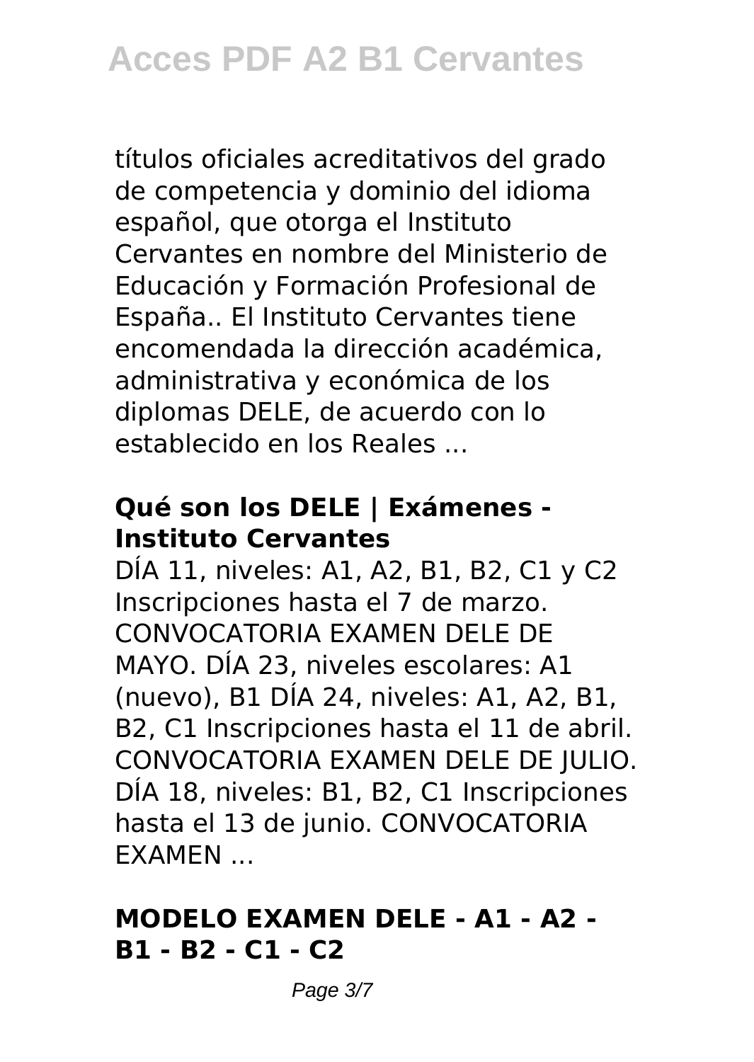títulos oficiales acreditativos del grado de competencia y dominio del idioma español, que otorga el Instituto Cervantes en nombre del Ministerio de Educación y Formación Profesional de España.. El Instituto Cervantes tiene encomendada la dirección académica, administrativa y económica de los diplomas DELE, de acuerdo con lo establecido en los Reales ...

### Qué son los DELE | Exámenes - Instituto Cervantes

DÍA 11, niveles: A1, A2, B1, B2, C1 y C2 Inscripciones hasta el 7 de marzo. CONVOCATORIA EXAMEN DELE DE MAYO. DÍA 23, niveles escolares: A1 (nuevo), B1 DÍA 24, niveles: A1, A2, B1, B2, C1 Inscripciones hasta el 11 de abril. CONVOCATORIA EXAMEN DELE DE JULIO. DÍA 18, niveles: B1, B2, C1 Inscripciones hasta el 13 de junio. CONVOCATORIA EXAMEN ...

### MODELO EXAMEN DELE - A1 - A2 - B1 - B2 - C1 - C2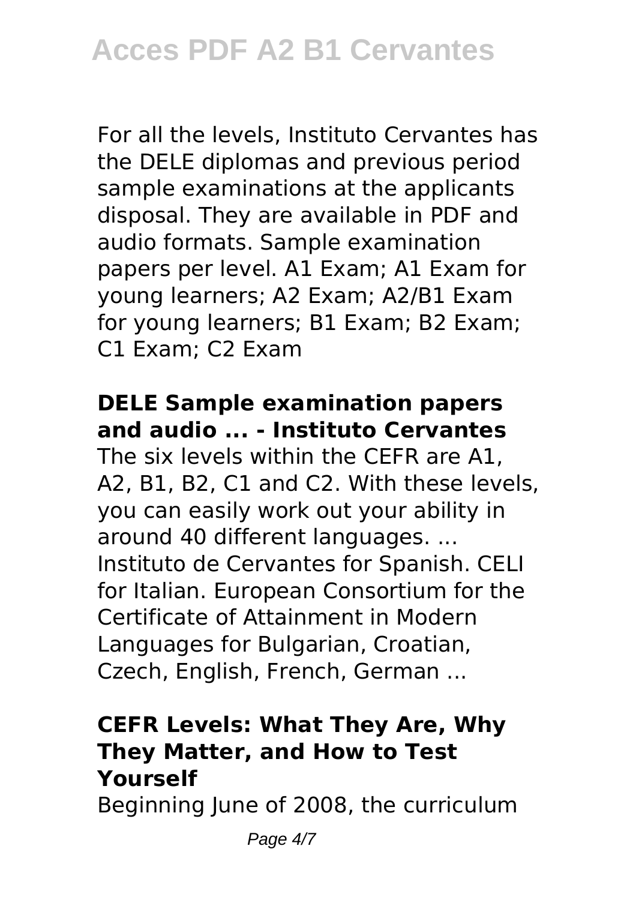For all the levels, Instituto Cervantes has the DELE diplomas and previous period sample examinations at the applicants disposal. They are available in PDF and audio formats. Sample examination papers per level. A1 Exam; A1 Exam for young learners; A2 Exam; A2/B1 Exam for young learners; B1 Exam; B2 Exam; C1 Exam; C2 Exam

### DELE Sample examination papers and audio ... - Instituto Cervantes

The six levels within the CEFR are A1, A2, B1, B2, C1 and C2. With these levels, you can easily work out your ability in around 40 different languages. ... Instituto de Cervantes for Spanish. CELI for Italian. European Consortium for the Certificate of Attainment in Modern Languages for Bulgarian, Croatian, Czech, English, French, German ...

### CEFR Levels: What They Are, Why They Matter, and How to Test Yourself

Beginning June of 2008, the curriculum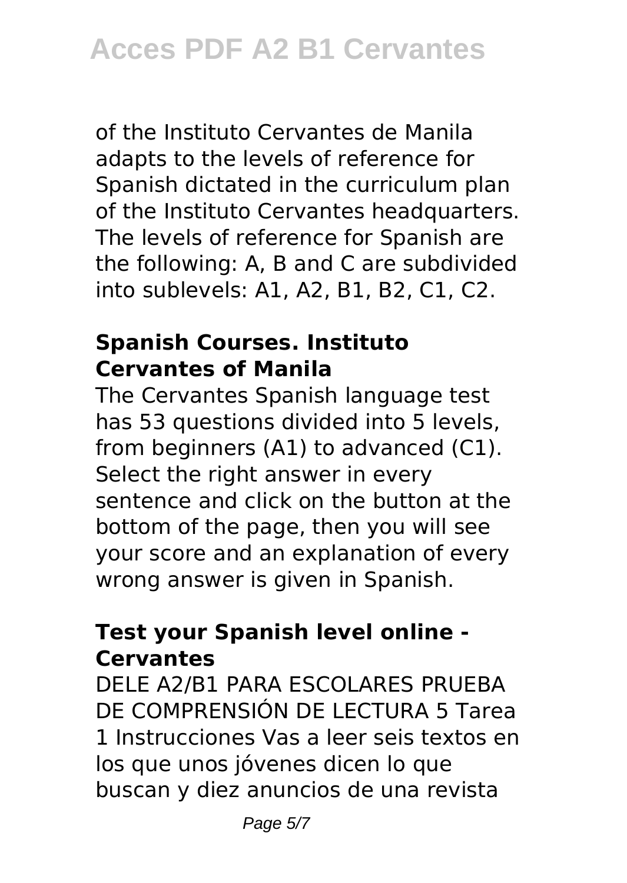of the Instituto Cervantes de Manila adapts to the levels of reference for Spanish dictated in the curriculum plan of the Instituto Cervantes headquarters. The levels of reference for Spanish are the following: A, B and C are subdivided into sublevels: A1, A2, B1, B2, C1, C2.

### **Spanish Courses. Instituto Cervantes of Manila**

The Cervantes Spanish language test has 53 questions divided into 5 levels, from beginners (A1) to advanced (C1). Select the right answer in every sentence and click on the button at the bottom of the page, then you will see your score and an explanation of every wrong answer is given in Spanish.

### **Test your Spanish level online - Cervantes**

DELE A2/B1 PARA ESCOLARES PRUEBA DE COMPRENSIÓN DE LECTURA 5 Tarea 1 Instrucciones Vas a leer seis textos en los que unos jóvenes dicen lo que buscan y diez anuncios de una revista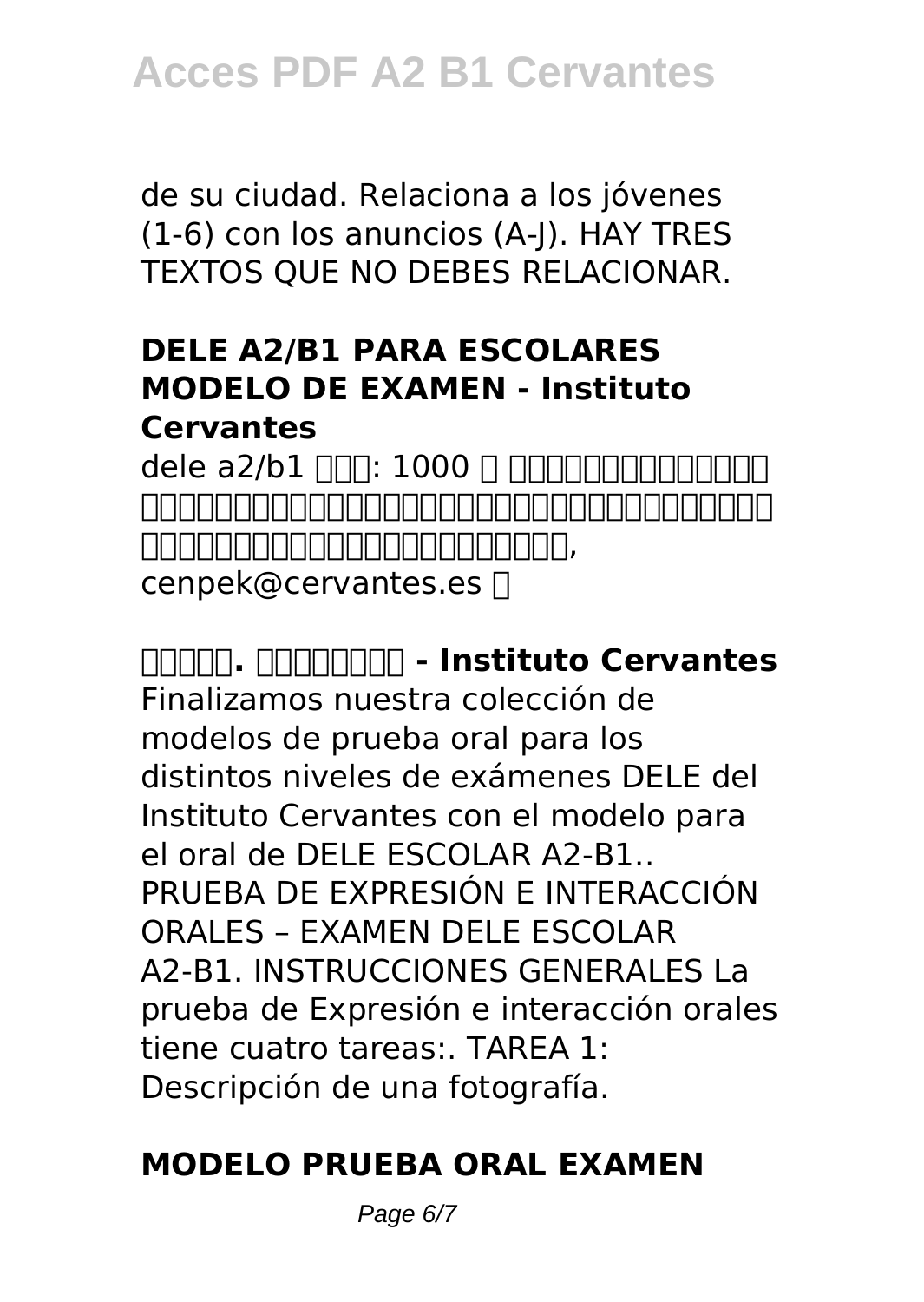de su ciudad. Relaciona a los jóvenes (1-6) con los anuncios (A-J). HAY TRES TEXTOS QUE NO DEBES RELACIONAR.

### DELE A2/B1 PARA ESCOLARES MODELO DE EXAMEN - Instituto Cervantes

dele a2/b1 □□□: 1000 □ □□□□□□□□□□□□□□□□□□□□□□□□□□□□□□□□□□□□□□□□□□□□□□□□□□□□□□□□□□□□□□□□□□□□□□□□□□□□□, cenpek@cervantes.es □

### □□□□□. □□□□□□□□ - Instituto Cervantes

Finalizamos nuestra colección de modelos de prueba oral para los distintos niveles de exámenes DELE del Instituto Cervantes con el modelo para el oral de DELE ESCOLAR A2-B1.. PRUEBA DE EXPRESIÓN E INTERACCIÓN ORALES – EXAMEN DELE ESCOLAR A2-B1. INSTRUCCIONES GENERALES La prueba de Expresión e interacción orales tiene cuatro tareas:. TAREA 1: Descripción de una fotografía.

### MODELO PRUEBA ORAL EXAMEN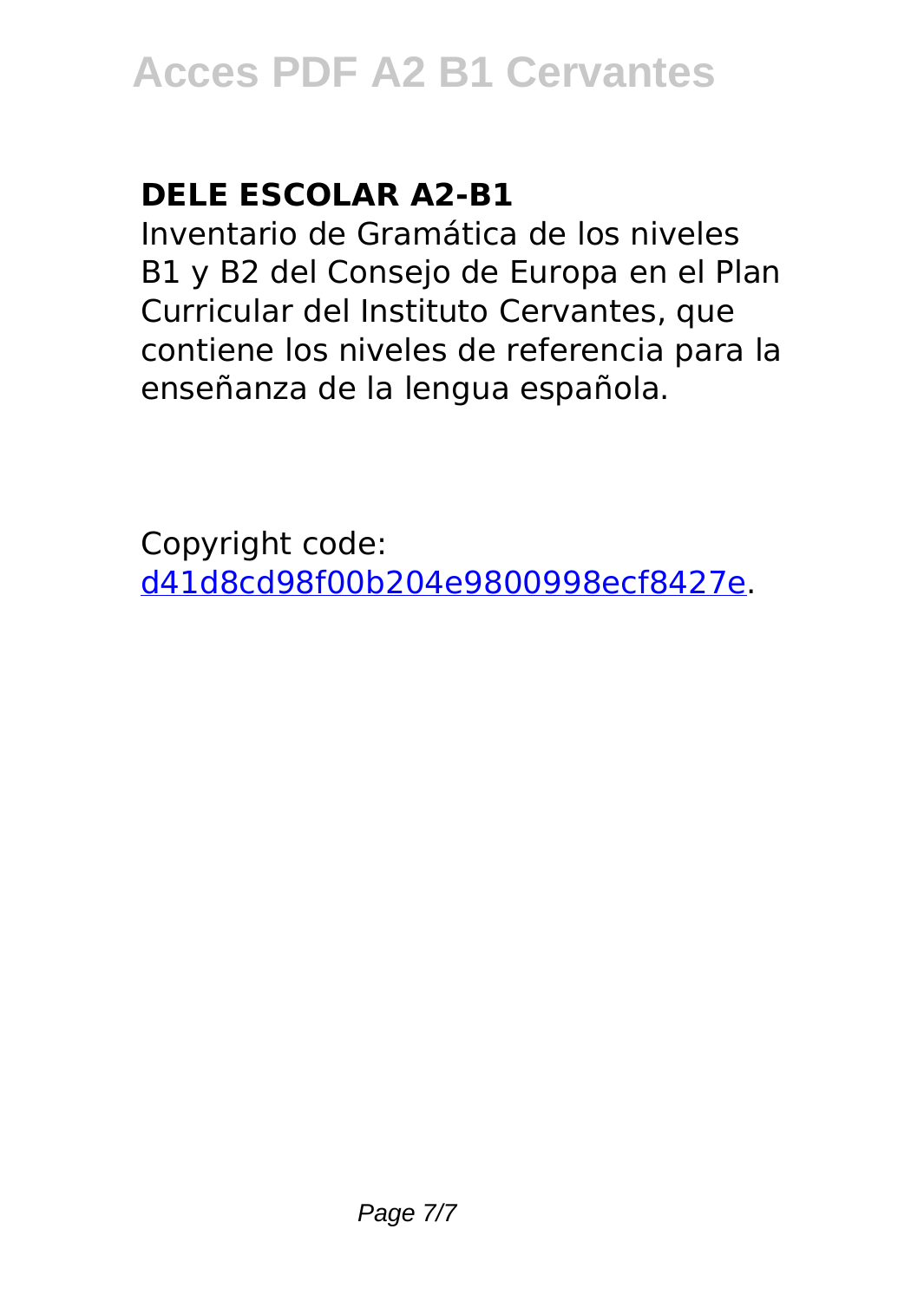## DELE ESCOLAR A2-B1

Inventario de Gramática de los niveles B1 y B2 del Consejo de Europa en el Plan Curricular del Instituto Cervantes, que contiene los niveles de referencia para la enseñanza de la lengua española.

Copyright code: d41d8cd98f00b204e9800998ecf8427e.